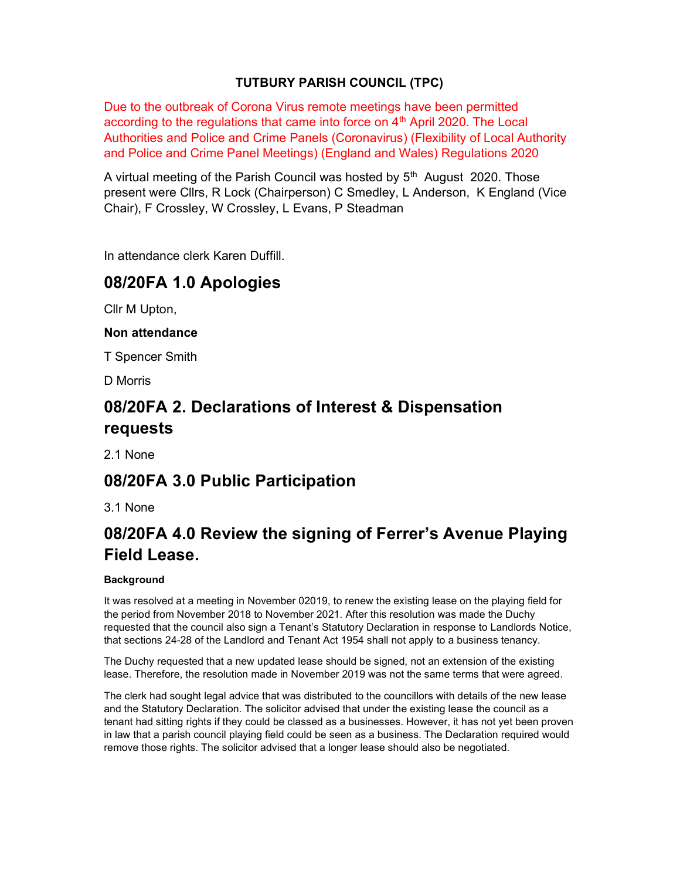**TUTBURY PARISH COUNCIL (TPC)**

Due to the outbreak of Corona Virus remote meetings have been permitted according to the regulations that came into force on 4th April 2020. The Local Authorities and Police and Crime Panels (Coronavirus) (Flexibility of Local Authority and Police and Crime Panel Meetings) (England and Wales) Regulations 2020

A virtual meeting of the Parish Council was hosted by 5th August 2020. Those present were Cllrs, R Lock (Chairperson) C Smedley, L Anderson, K England (Vice Chair), F Crossley, W Crossley, L Evans, P Steadman

In attendance clerk Karen Duffill.

## 08/20FA 1.0 Apologies

Cllr M Upton,

**Non attendance**

T Spencer Smith

D Morris

## 08/20FA 2. Declarations of Interest & Dispensation requests

2.1 None

## 08/20FA 3.0 Public Participation

3.1 None

## 08/20FA 4.0 Review the signing of Ferrer's Avenue Playing Field Lease.

**Background**

It was resolved at a meeting in November 02019, to renew the existing lease on the playing field for the period from November 2018 to November 2021. After this resolution was made the Duchy requested that the council also sign a Tenant's Statutory Declaration in response to Landlords Notice, that sections 24-28 of the Landlord and Tenant Act 1954 shall not apply to a business tenancy.

The Duchy requested that a new updated lease should be signed, not an extension of the existing lease. Therefore, the resolution made in November 2019 was not the same terms that were agreed.

The clerk had sought legal advice that was distributed to the councillors with details of the new lease and the Statutory Declaration. The solicitor advised that under the existing lease the council as a tenant had sitting rights if they could be classed as a businesses. However, it has not yet been proven in law that a parish council playing field could be seen as a business. The Declaration required would remove those rights. The solicitor advised that a longer lease should also be negotiated.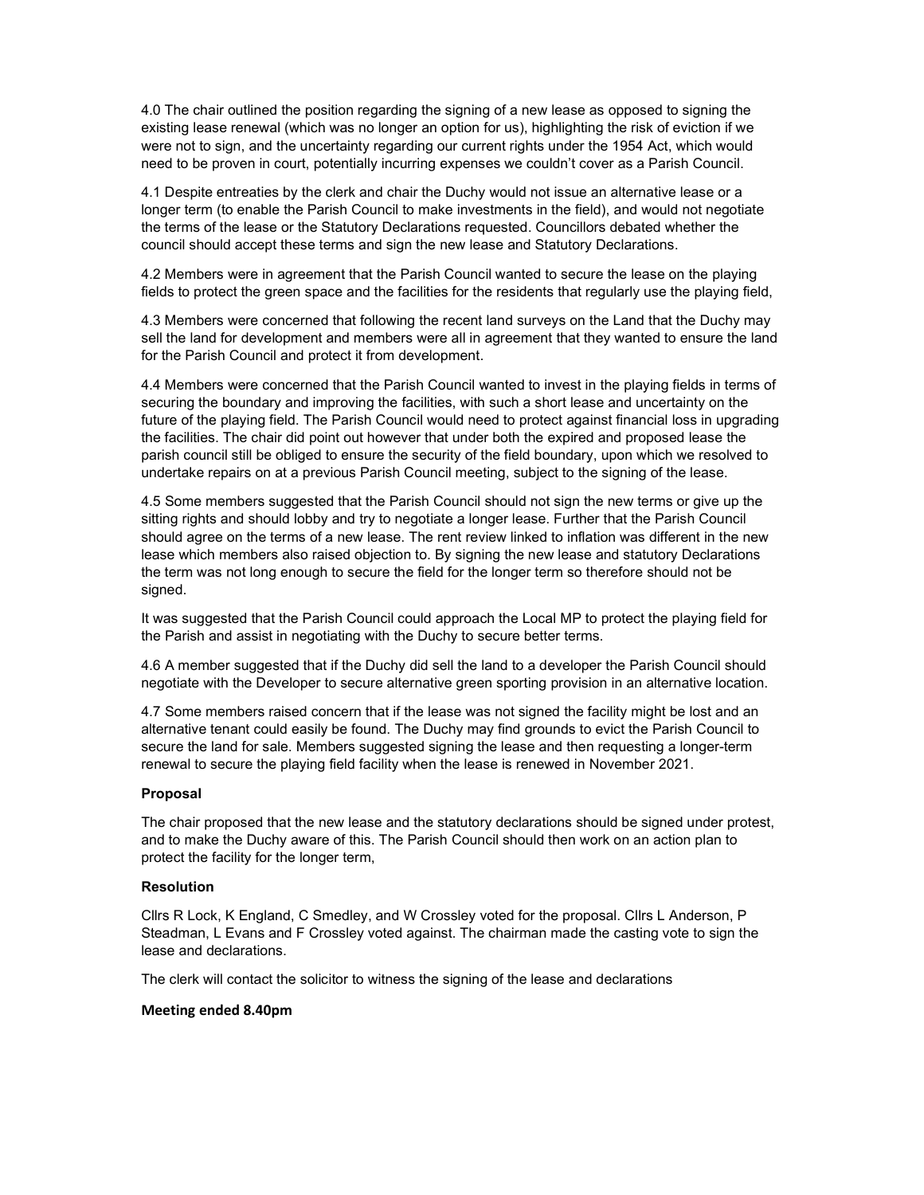4.0 The chair outlined the position regarding the signing of a new lease as opposed to signing the existing lease renewal (which was no longer an option for us), highlighting the risk of eviction if we were not to sign, and the uncertainty regarding our current rights under the 1954 Act, which would need to be proven in court, potentially incurring expenses we couldn't cover as a Parish Council.

4.1 Despite entreaties by the clerk and chair the Duchy would not issue an alternative lease or a longer term (to enable the Parish Council to make investments in the field), and would not negotiate the terms of the lease or the Statutory Declarations requested. Councillors debated whether the council should accept these terms and sign the new lease and Statutory Declarations.

4.2 Members were in agreement that the Parish Council wanted to secure the lease on the playing fields to protect the green space and the facilities for the residents that regularly use the playing field,

4.3 Members were concerned that following the recent land surveys on the Land that the Duchy may sell the land for development and members were all in agreement that they wanted to ensure the land for the Parish Council and protect it from development.

4.4 Members were concerned that the Parish Council wanted to invest in the playing fields in terms of securing the boundary and improving the facilities, with such a short lease and uncertainty on the future of the playing field. The Parish Council would need to protect against financial loss in upgrading the facilities. The chair did point out however that under both the expired and proposed lease the parish council still be obliged to ensure the security of the field boundary, upon which we resolved to undertake repairs on at a previous Parish Council meeting, subject to the signing of the lease.

4.5 Some members suggested that the Parish Council should not sign the new terms or give up the sitting rights and should lobby and try to negotiate a longer lease. Further that the Parish Council should agree on the terms of a new lease. The rent review linked to inflation was different in the new lease which members also raised objection to. By signing the new lease and statutory Declarations the term was not long enough to secure the field for the longer term so therefore should not be signed.

It was suggested that the Parish Council could approach the Local MP to protect the playing field for the Parish and assist in negotiating with the Duchy to secure better terms.

4.6 A member suggested that if the Duchy did sell the land to a developer the Parish Council should negotiate with the Developer to secure alternative green sporting provision in an alternative location.

4.7 Some members raised concern that if the lease was not signed the facility might be lost and an alternative tenant could easily be found. The Duchy may find grounds to evict the Parish Council to secure the land for sale. Members suggested signing the lease and then requesting a longer-term renewal to secure the playing field facility when the lease is renewed in November 2021.

**Proposal**

The chair proposed that the new lease and the statutory declarations should be signed under protest, and to make the Duchy aware of this. The Parish Council should then work on an action plan to protect the facility for the longer term,

**Resolution**

Cllrs R Lock, K England, C Smedley, and W Crossley voted for the proposal. Cllrs L Anderson, P Steadman, L Evans and F Crossley voted against. The chairman made the casting vote to sign the lease and declarations.

The clerk will contact the solicitor to witness the signing of the lease and declarations

**Meeting ended 8.40pm**